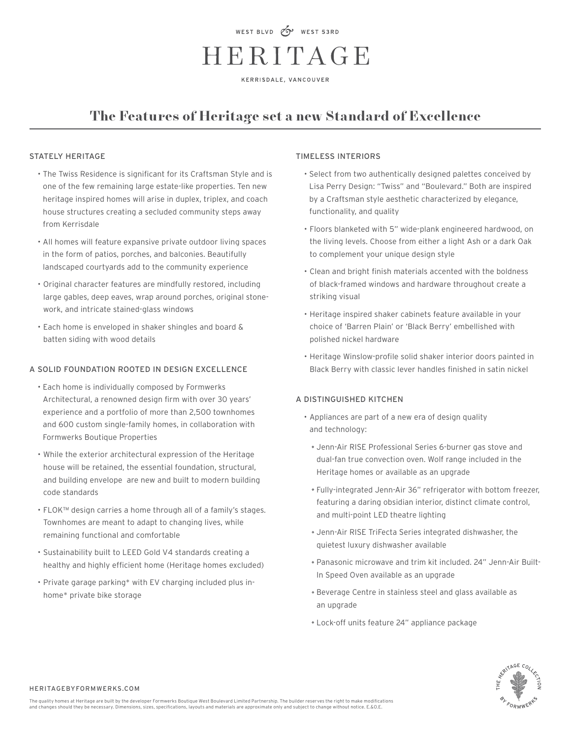WEST BLVD & WEST 53RD

# HERITAGE

KERRISDALE, VANCOUVER

## The Features of Heritage set a new Standard of Excellence

### STATELY HERITAGE

- The Twiss Residence is significant for its Craftsman Style and is one of the few remaining large estate-like properties. Ten new heritage inspired homes will arise in duplex, triplex, and coach house structures creating a secluded community steps away from Kerrisdale
- All homes will feature expansive private outdoor living spaces in the form of patios, porches, and balconies. Beautifully landscaped courtyards add to the community experience
- Original character features are mindfully restored, including large gables, deep eaves, wrap around porches, original stone-work, and intricate stained-glass windows
- Each home is enveloped in shaker shingles and board & batten siding with wood details

### A SOLID FOUNDATION ROOTED IN DESIGN EXCELLENCE

- Each home is individually composed by Formwerks Architectural, a renowned design firm with over 30 years' experience and a portfolio of more than 2,500 townhomes and 600 custom single-family homes, in collaboration with Formwerks Boutique Properties
- While the exterior architectural expression of the Heritage house will be retained, the essential foundation, structural, and building envelope are new and built to modern building code standards
- FLOK™ design carries a home through all of a family's stages. Townhomes are meant to adapt to changing lives, while remaining functional and comfortable
- Sustainability built to LEED Gold V4 standards creating a healthy and highly efficient home (Heritage homes excluded)
- Private garage parking* with EV charging included plus in-home* private bike storage

### TIMELESS INTERIORS

- Select from two authentically designed palettes conceived by Lisa Perry Design: "Twiss" and "Boulevard." Both are inspired by a Craftsman style aesthetic characterized by elegance, functionality, and quality
- Floors blanketed with 5" wide-plank engineered hardwood, on the living levels. Choose from either a light Ash or a dark Oak to complement your unique design style
- Clean and bright finish materials accented with the boldness of black-framed windows and hardware throughout create a striking visual
- Heritage inspired shaker cabinets feature available in your choice of 'Barren Plain' or 'Black Berry' embellished with polished nickel hardware
- Heritage Winslow-profile solid shaker interior doors painted in Black Berry with classic lever handles finished in satin nickel

### A DISTINGUISHED KITCHEN

- Appliances are part of a new era of design quality and technology:
  - Jenn-Air RISE Professional Series 6-burner gas stove and dual-fan true convection oven. Wolf range included in the Heritage homes or available as an upgrade
  - Fully-integrated Jenn-Air 36" refrigerator with bottom freezer, featuring a daring obsidian interior, distinct climate control, and multi-point LED theatre lighting
  - Jenn-Air RISE TriFecta Series integrated dishwasher, the quietest luxury dishwasher available
  - Panasonic microwave and trim kit included. 24" Jenn-Air Built-In Speed Oven available as an upgrade
  - Beverage Centre in stainless steel and glass available as an upgrade
  - Lock-off units feature 24" appliance package

HERITAGEBYFORMWERKS.COM

The quality homes at Heritage are built by the developer Formwerks Boutique West Boulevard Limited Partnership. The builder reserves the right to make modifications and changes should they be necessary. Dimensions, sizes, specifications, layouts and materials are approximate only and subject to change without notice. E.&O.E.

THE HERITAGE COLLECTION BY FORMWERKS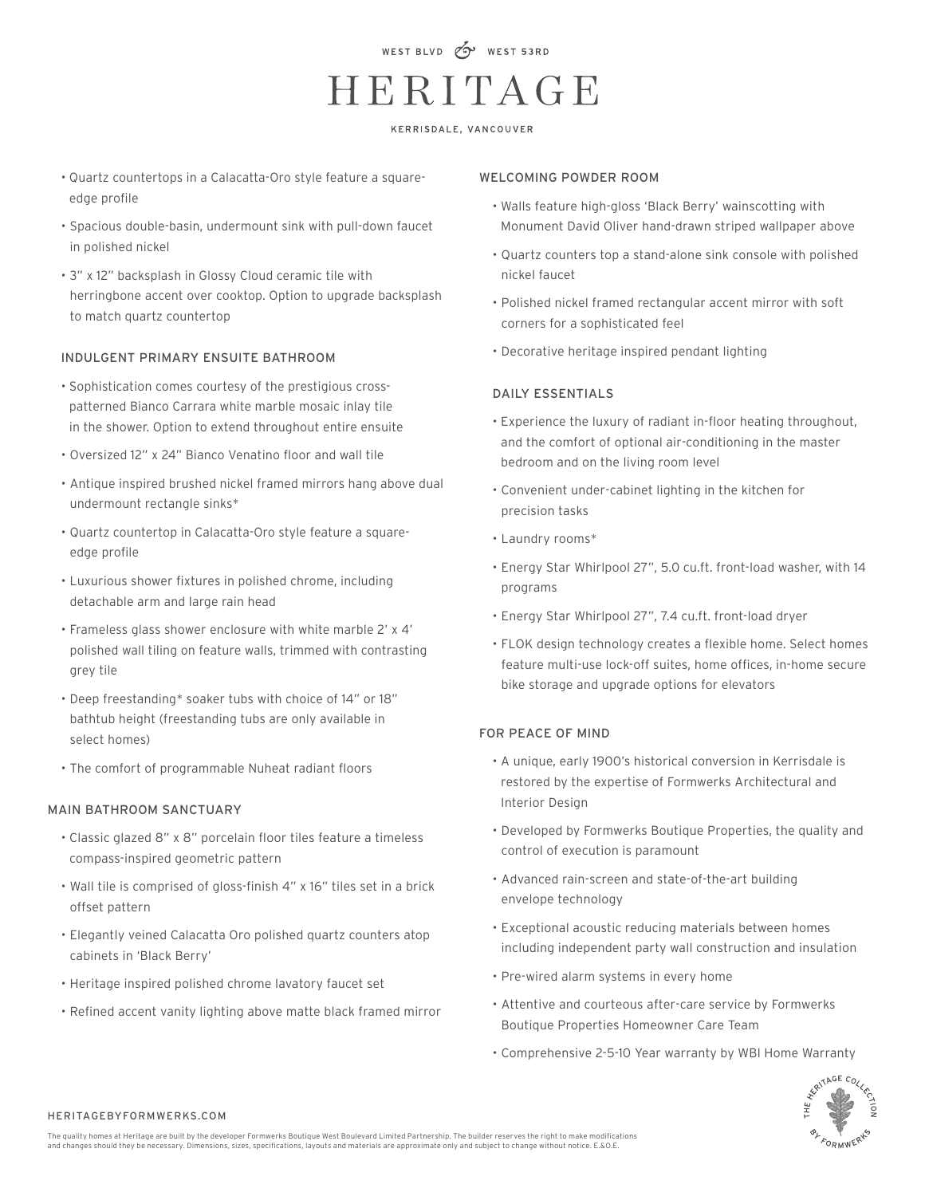WEST BLVD & WEST 53RD

# HERITAGE

KERRISDALE, VANCOUVER

- Quartz countertops in a Calacatta-Oro style feature a square-edge profile
- Spacious double-basin, undermount sink with pull-down faucet in polished nickel
- 3" x 12" backsplash in Glossy Cloud ceramic tile with herringbone accent over cooktop. Option to upgrade backsplash to match quartz countertop

## INDULGENT PRIMARY ENSUITE BATHROOM

- Sophistication comes courtesy of the prestigious cross-patterned Bianco Carrara white marble mosaic inlay tile in the shower. Option to extend throughout entire ensuite
- Oversized 12" x 24" Bianco Venatino floor and wall tile
- Antique inspired brushed nickel framed mirrors hang above dual undermount rectangle sinks*
- Quartz countertop in Calacatta-Oro style feature a square-edge profile
- Luxurious shower fixtures in polished chrome, including detachable arm and large rain head
- Frameless glass shower enclosure with white marble 2' x 4' polished wall tiling on feature walls, trimmed with contrasting grey tile
- Deep freestanding* soaker tubs with choice of 14" or 18" bathtub height (freestanding tubs are only available in select homes)
- The comfort of programmable Nuheat radiant floors

## MAIN BATHROOM SANCTUARY

- Classic glazed 8" x 8" porcelain floor tiles feature a timeless compass-inspired geometric pattern
- Wall tile is comprised of gloss-finish 4" x 16" tiles set in a brick offset pattern
- Elegantly veined Calacatta Oro polished quartz counters atop cabinets in 'Black Berry'
- Heritage inspired polished chrome lavatory faucet set
- Refined accent vanity lighting above matte black framed mirror

## WELCOMING POWDER ROOM

- Walls feature high-gloss 'Black Berry' wainscotting with Monument David Oliver hand-drawn striped wallpaper above
- Quartz counters top a stand-alone sink console with polished nickel faucet
- Polished nickel framed rectangular accent mirror with soft corners for a sophisticated feel
- Decorative heritage inspired pendant lighting

## DAILY ESSENTIALS

- Experience the luxury of radiant in-floor heating throughout, and the comfort of optional air-conditioning in the master bedroom and on the living room level
- Convenient under-cabinet lighting in the kitchen for precision tasks
- Laundry rooms*
- Energy Star Whirlpool 27", 5.0 cu.ft. front-load washer, with 14 programs
- Energy Star Whirlpool 27", 7.4 cu.ft. front-load dryer
- FLOK design technology creates a flexible home. Select homes feature multi-use lock-off suites, home offices, in-home secure bike storage and upgrade options for elevators

## FOR PEACE OF MIND

- A unique, early 1900's historical conversion in Kerrisdale is restored by the expertise of Formwerks Architectural and Interior Design
- Developed by Formwerks Boutique Properties, the quality and control of execution is paramount
- Advanced rain-screen and state-of-the-art building envelope technology
- Exceptional acoustic reducing materials between homes including independent party wall construction and insulation
- Pre-wired alarm systems in every home
- Attentive and courteous after-care service by Formwerks Boutique Properties Homeowner Care Team
- Comprehensive 2-5-10 Year warranty by WBI Home Warranty

HERITAGEBYFORMWERKS.COM

The quality homes at Heritage are built by the developer Formwerks Boutique West Boulevard Limited Partnership. The builder reserves the right to make modifications and changes should they be necessary. Dimensions, sizes, specifications, layouts and materials are approximate only and subject to change without notice. E.&O.E.

THE HERITAGE COLLECTION BY FORMWERKS